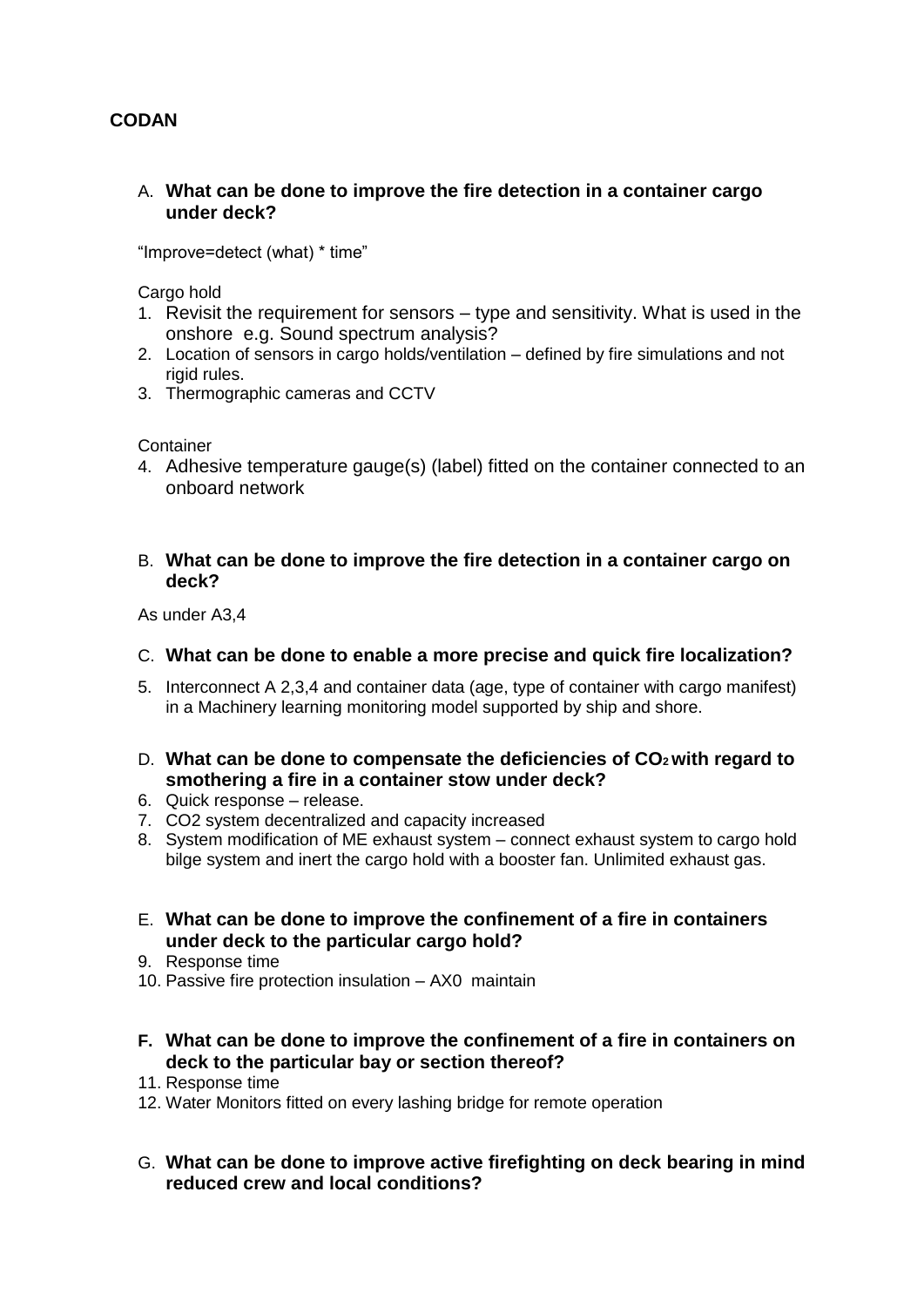**CODAN**

A. **What can be done to improve the fire detection in a container cargo under deck?**

"Improve=detect (what) * time"

Cargo hold

1. Revisit the requirement for sensors – type and sensitivity. What is used in the onshore e.g. Sound spectrum analysis?
2. Location of sensors in cargo holds/ventilation – defined by fire simulations and not rigid rules.
3. Thermographic cameras and CCTV

Container

4. Adhesive temperature gauge(s) (label) fitted on the container connected to an onboard network

B. **What can be done to improve the fire detection in a container cargo on deck?**

As under A3,4

C. **What can be done to enable a more precise and quick fire localization?**

5. Interconnect A 2,3,4 and container data (age, type of container with cargo manifest) in a Machinery learning monitoring model supported by ship and shore.

D. **What can be done to compensate the deficiencies of $CO_2$ with regard to smothering a fire in a container stow under deck?**

6. Quick response – release.
7. CO2 system decentralized and capacity increased
8. System modification of ME exhaust system – connect exhaust system to cargo hold bilge system and inert the cargo hold with a booster fan. Unlimited exhaust gas.

E. **What can be done to improve the confinement of a fire in containers under deck to the particular cargo hold?**

9. Response time
10. Passive fire protection insulation – AX0 maintain

**F. What can be done to improve the confinement of a fire in containers on deck to the particular bay or section thereof?**

11. Response time
12. Water Monitors fitted on every lashing bridge for remote operation

G. **What can be done to improve active firefighting on deck bearing in mind reduced crew and local conditions?**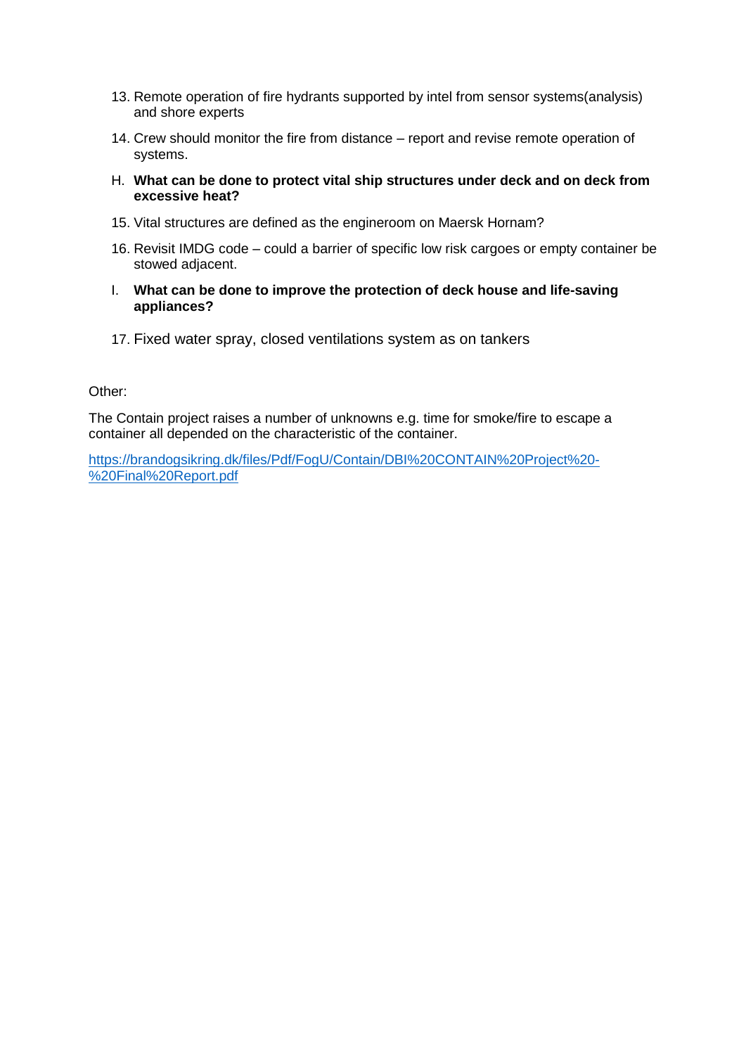13. Remote operation of fire hydrants supported by intel from sensor systems(analysis) and shore experts
14. Crew should monitor the fire from distance – report and revise remote operation of systems.

H. **What can be done to protect vital ship structures under deck and on deck from excessive heat?**

15. Vital structures are defined as the engineroom on Maersk Hornam?
16. Revisit IMDG code – could a barrier of specific low risk cargoes or empty container be stowed adjacent.

I. **What can be done to improve the protection of deck house and life-saving appliances?**

17. Fixed water spray, closed ventilations system as on tankers

Other:

The Contain project raises a number of unknowns e.g. time for smoke/fire to escape a container all depended on the characteristic of the container.

https://brandogsikring.dk/files/Pdf/FogU/Contain/DBI%20CONTAIN%20Project%20-%20Final%20Report.pdf